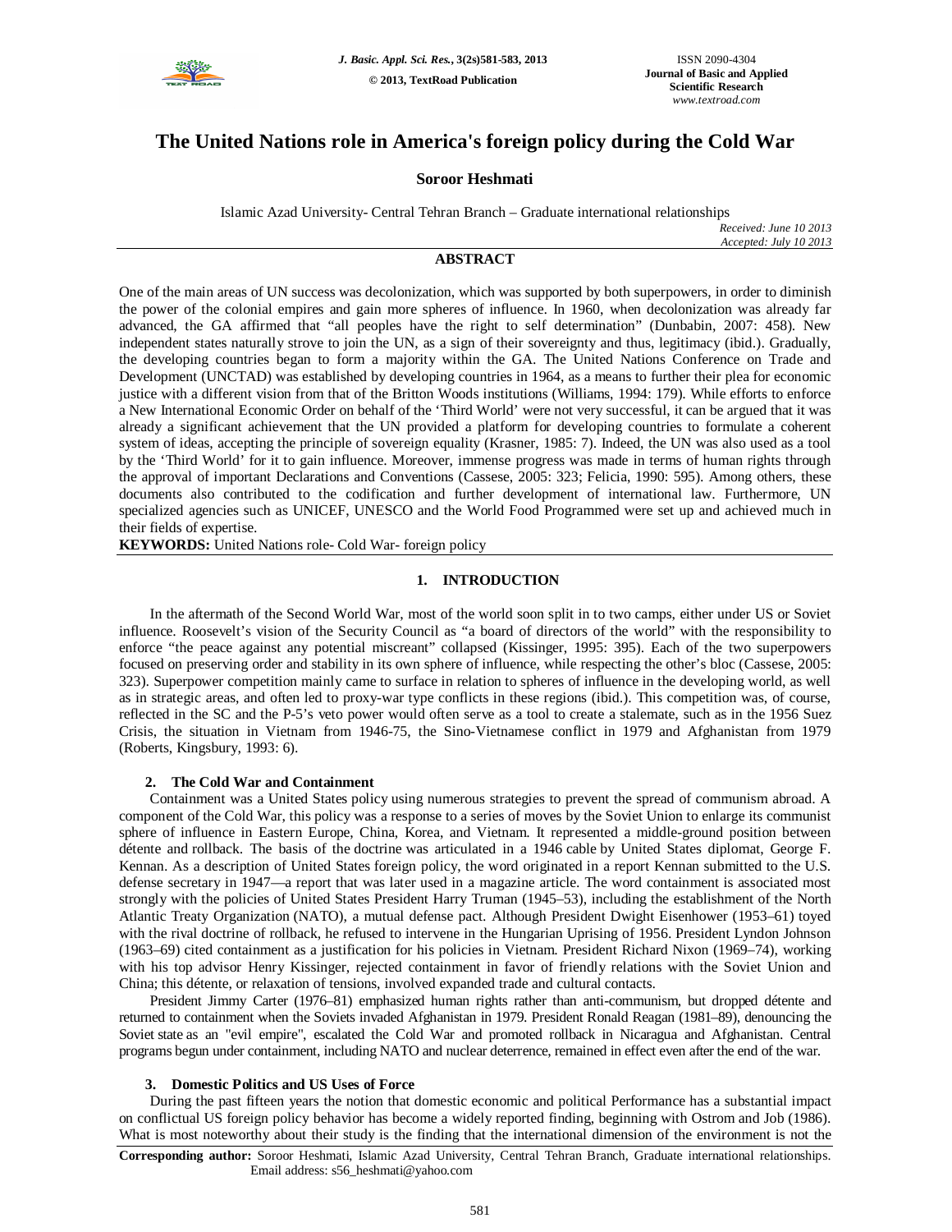# The United Nations role in America's foreign policy during the Cold War

**Soroor Heshmati**

Islamic Azad University- Central Tehran Branch – Graduate international relationships

*Received: June 10 2013*
*Accepted: July 10 2013*

## ABSTRACT

One of the main areas of UN success was decolonization, which was supported by both superpowers, in order to diminish the power of the colonial empires and gain more spheres of influence. In 1960, when decolonization was already far advanced, the GA affirmed that "all peoples have the right to self determination" (Dunbabin, 2007: 458). New independent states naturally strove to join the UN, as a sign of their sovereignty and thus, legitimacy (ibid.). Gradually, the developing countries began to form a majority within the GA. The United Nations Conference on Trade and Development (UNCTAD) was established by developing countries in 1964, as a means to further their plea for economic justice with a different vision from that of the Britton Woods institutions (Williams, 1994: 179). While efforts to enforce a New International Economic Order on behalf of the 'Third World' were not very successful, it can be argued that it was already a significant achievement that the UN provided a platform for developing countries to formulate a coherent system of ideas, accepting the principle of sovereign equality (Krasner, 1985: 7). Indeed, the UN was also used as a tool by the 'Third World' for it to gain influence. Moreover, immense progress was made in terms of human rights through the approval of important Declarations and Conventions (Cassese, 2005: 323; Felicia, 1990: 595). Among others, these documents also contributed to the codification and further development of international law. Furthermore, UN specialized agencies such as UNICEF, UNESCO and the World Food Programmed were set up and achieved much in their fields of expertise.

**KEYWORDS:** United Nations role- Cold War- foreign policy

## 1. INTRODUCTION

In the aftermath of the Second World War, most of the world soon split in to two camps, either under US or Soviet influence. Roosevelt's vision of the Security Council as "a board of directors of the world" with the responsibility to enforce "the peace against any potential miscreant" collapsed (Kissinger, 1995: 395). Each of the two superpowers focused on preserving order and stability in its own sphere of influence, while respecting the other's bloc (Cassese, 2005: 323). Superpower competition mainly came to surface in relation to spheres of influence in the developing world, as well as in strategic areas, and often led to proxy-war type conflicts in these regions (ibid.). This competition was, of course, reflected in the SC and the P-5's veto power would often serve as a tool to create a stalemate, such as in the 1956 Suez Crisis, the situation in Vietnam from 1946-75, the Sino-Vietnamese conflict in 1979 and Afghanistan from 1979 (Roberts, Kingsbury, 1993: 6).

### 2. The Cold War and Containment

Containment was a United States policy using numerous strategies to prevent the spread of communism abroad. A component of the Cold War, this policy was a response to a series of moves by the Soviet Union to enlarge its communist sphere of influence in Eastern Europe, China, Korea, and Vietnam. It represented a middle-ground position between détente and rollback. The basis of the doctrine was articulated in a 1946 cable by United States diplomat, George F. Kennan. As a description of United States foreign policy, the word originated in a report Kennan submitted to the U.S. defense secretary in 1947—a report that was later used in a magazine article. The word containment is associated most strongly with the policies of United States President Harry Truman (1945–53), including the establishment of the North Atlantic Treaty Organization (NATO), a mutual defense pact. Although President Dwight Eisenhower (1953–61) toyed with the rival doctrine of rollback, he refused to intervene in the Hungarian Uprising of 1956. President Lyndon Johnson (1963–69) cited containment as a justification for his policies in Vietnam. President Richard Nixon (1969–74), working with his top advisor Henry Kissinger, rejected containment in favor of friendly relations with the Soviet Union and China; this détente, or relaxation of tensions, involved expanded trade and cultural contacts.

President Jimmy Carter (1976–81) emphasized human rights rather than anti-communism, but dropped détente and returned to containment when the Soviets invaded Afghanistan in 1979. President Ronald Reagan (1981–89), denouncing the Soviet state as an "evil empire", escalated the Cold War and promoted rollback in Nicaragua and Afghanistan. Central programs begun under containment, including NATO and nuclear deterrence, remained in effect even after the end of the war.

### 3. Domestic Politics and US Uses of Force

During the past fifteen years the notion that domestic economic and political Performance has a substantial impact on conflictual US foreign policy behavior has become a widely reported finding, beginning with Ostrom and Job (1986). What is most noteworthy about their study is the finding that the international dimension of the environment is not the

**Corresponding author:** Soroor Heshmati, Islamic Azad University, Central Tehran Branch, Graduate international relationships. Email address: s56_heshmati@yahoo.com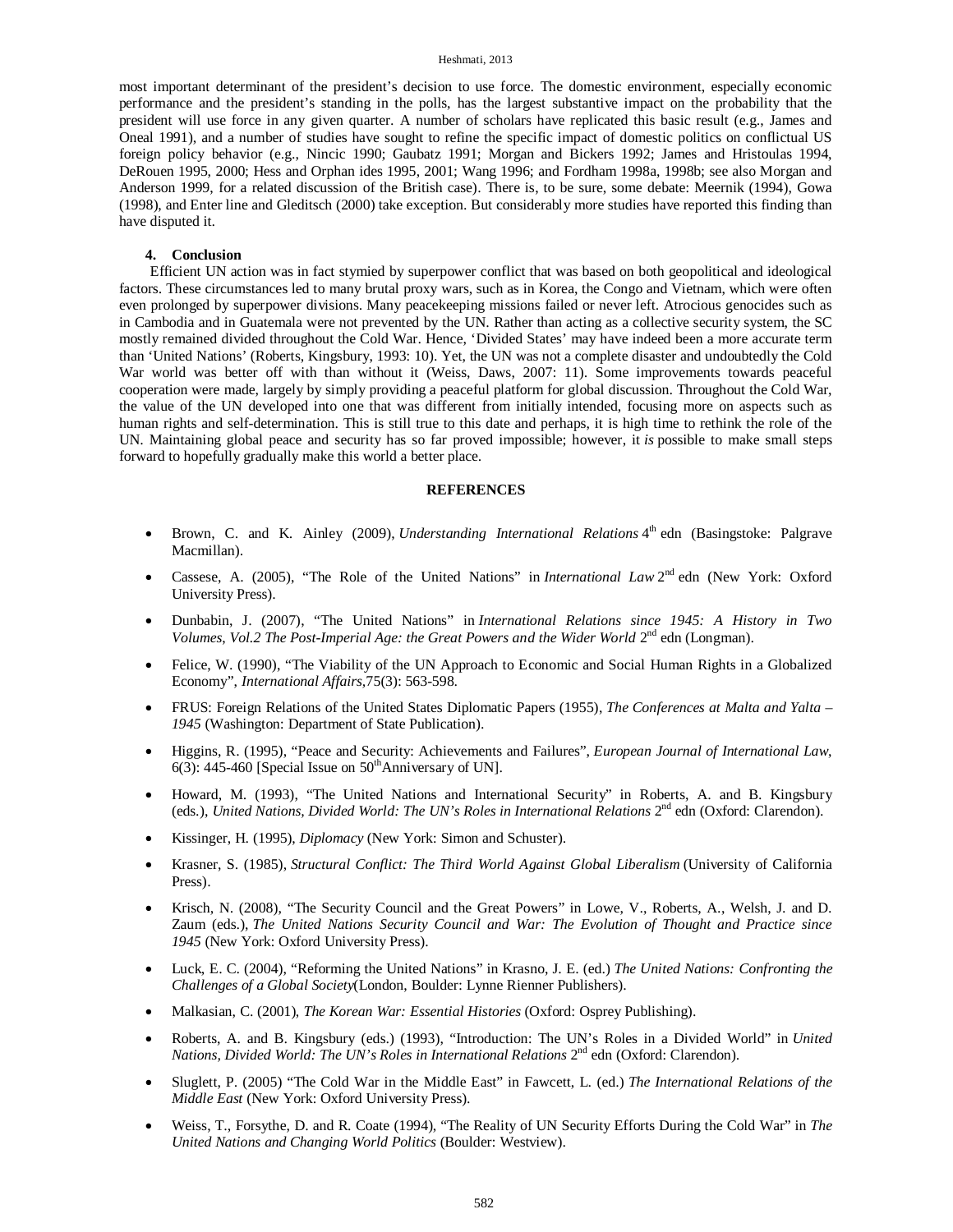most important determinant of the president's decision to use force. The domestic environment, especially economic performance and the president's standing in the polls, has the largest substantive impact on the probability that the president will use force in any given quarter. A number of scholars have replicated this basic result (e.g., James and Oneal 1991), and a number of studies have sought to refine the specific impact of domestic politics on conflictual US foreign policy behavior (e.g., Nincic 1990; Gaubatz 1991; Morgan and Bickers 1992; James and Hristoulas 1994, DeRouen 1995, 2000; Hess and Orphan ides 1995, 2001; Wang 1996; and Fordham 1998a, 1998b; see also Morgan and Anderson 1999, for a related discussion of the British case). There is, to be sure, some debate: Meernik (1994), Gowa (1998), and Enter line and Gleditsch (2000) take exception. But considerably more studies have reported this finding than have disputed it.

## 4. Conclusion

Efficient UN action was in fact stymied by superpower conflict that was based on both geopolitical and ideological factors. These circumstances led to many brutal proxy wars, such as in Korea, the Congo and Vietnam, which were often even prolonged by superpower divisions. Many peacekeeping missions failed or never left. Atrocious genocides such as in Cambodia and in Guatemala were not prevented by the UN. Rather than acting as a collective security system, the SC mostly remained divided throughout the Cold War. Hence, 'Divided States' may have indeed been a more accurate term than 'United Nations' (Roberts, Kingsbury, 1993: 10). Yet, the UN was not a complete disaster and undoubtedly the Cold War world was better off with than without it (Weiss, Daws, 2007: 11). Some improvements towards peaceful cooperation were made, largely by simply providing a peaceful platform for global discussion. Throughout the Cold War, the value of the UN developed into one that was different from initially intended, focusing more on aspects such as human rights and self-determination. This is still true to this date and perhaps, it is high time to rethink the role of the UN. Maintaining global peace and security has so far proved impossible; however, it *is* possible to make small steps forward to hopefully gradually make this world a better place.

## REFERENCES

- Brown, C. and K. Ainley (2009), *Understanding International Relations* 4th edn (Basingstoke: Palgrave Macmillan).
- Cassese, A. (2005), "The Role of the United Nations" in *International Law* 2nd edn (New York: Oxford University Press).
- Dunbabin, J. (2007), "The United Nations" in *International Relations since 1945: A History in Two Volumes, Vol.2 The Post-Imperial Age: the Great Powers and the Wider World* 2nd edn (Longman).
- Felice, W. (1990), "The Viability of the UN Approach to Economic and Social Human Rights in a Globalized Economy", *International Affairs*,75(3): 563-598.
- FRUS: Foreign Relations of the United States Diplomatic Papers (1955), *The Conferences at Malta and Yalta – 1945* (Washington: Department of State Publication).
- Higgins, R. (1995), "Peace and Security: Achievements and Failures", *European Journal of International Law*, 6(3): 445-460 [Special Issue on 50th Anniversary of UN].
- Howard, M. (1993), "The United Nations and International Security" in Roberts, A. and B. Kingsbury (eds.), *United Nations, Divided World: The UN's Roles in International Relations* 2nd edn (Oxford: Clarendon).
- Kissinger, H. (1995), *Diplomacy* (New York: Simon and Schuster).
- Krasner, S. (1985), *Structural Conflict: The Third World Against Global Liberalism* (University of California Press).
- Krisch, N. (2008), "The Security Council and the Great Powers" in Lowe, V., Roberts, A., Welsh, J. and D. Zaum (eds.), *The United Nations Security Council and War: The Evolution of Thought and Practice since 1945* (New York: Oxford University Press).
- Luck, E. C. (2004), "Reforming the United Nations" in Krasno, J. E. (ed.) *The United Nations: Confronting the Challenges of a Global Society*(London, Boulder: Lynne Rienner Publishers).
- Malkasian, C. (2001), *The Korean War: Essential Histories* (Oxford: Osprey Publishing).
- Roberts, A. and B. Kingsbury (eds.) (1993), "Introduction: The UN's Roles in a Divided World" in *United Nations, Divided World: The UN's Roles in International Relations* 2nd edn (Oxford: Clarendon).
- Sluglett, P. (2005) "The Cold War in the Middle East" in Fawcett, L. (ed.) *The International Relations of the Middle East* (New York: Oxford University Press).
- Weiss, T., Forsythe, D. and R. Coate (1994), "The Reality of UN Security Efforts During the Cold War" in *The United Nations and Changing World Politics* (Boulder: Westview).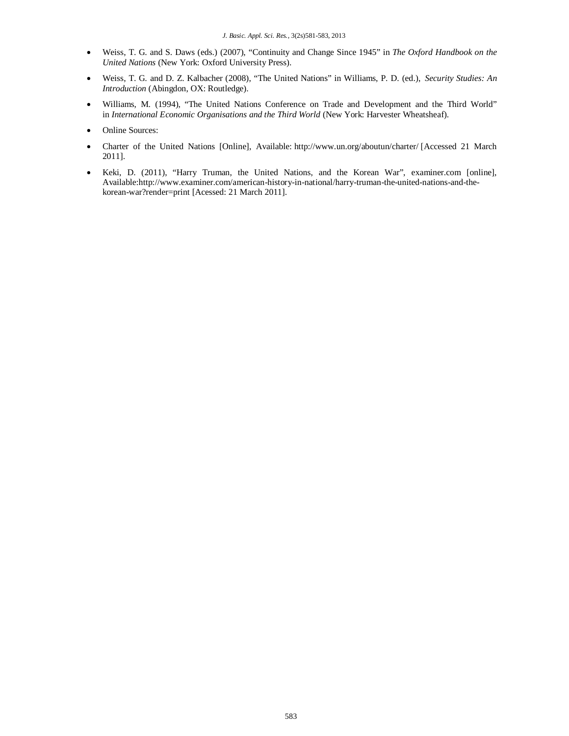- Weiss, T. G. and S. Daws (eds.) (2007), "Continuity and Change Since 1945" in *The Oxford Handbook on the United Nations* (New York: Oxford University Press).
- Weiss, T. G. and D. Z. Kalbacher (2008), "The United Nations" in Williams, P. D. (ed.), *Security Studies: An Introduction* (Abingdon, OX: Routledge).
- Williams, M. (1994), "The United Nations Conference on Trade and Development and the Third World" in *International Economic Organisations and the Third World* (New York: Harvester Wheatsheaf).
- Online Sources:
- Charter of the United Nations [Online], Available: http://www.un.org/aboutun/charter/ [Accessed 21 March 2011].
- Keki, D. (2011), "Harry Truman, the United Nations, and the Korean War", examiner.com [online], Available:http://www.examiner.com/american-history-in-national/harry-truman-the-united-nations-and-the-korean-war?render=print [Acessed: 21 March 2011].